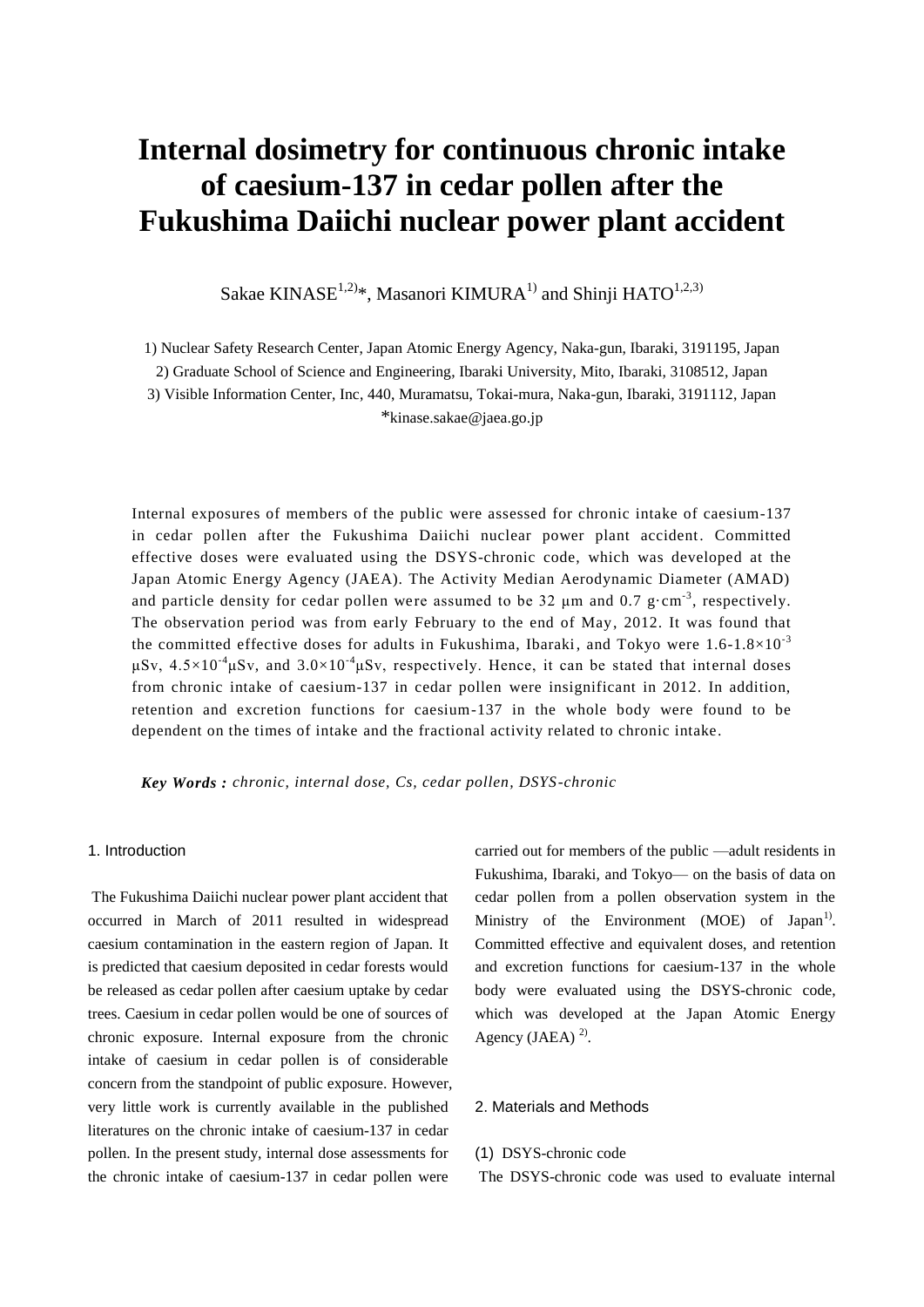# Internal dosimetry for continuous chronic intake of caesium-137 in cedar pollen after the Fukushima Daiichi nuclear power plant accident

Sakae KINASE[1,2]*, Masanori KIMURA[1] and Shinji HATO[1,2,3]

1) Nuclear Safety Research Center, Japan Atomic Energy Agency, Naka-gun, Ibaraki, 3191195, Japan
2) Graduate School of Science and Engineering, Ibaraki University, Mito, Ibaraki, 3108512, Japan
3) Visible Information Center, Inc, 440, Muramatsu, Tokai-mura, Naka-gun, Ibaraki, 3191112, Japan
*kinase.sakae@jaea.go.jp

Internal exposures of members of the public were assessed for chronic intake of caesium-137 in cedar pollen after the Fukushima Daiichi nuclear power plant accident. Committed effective doses were evaluated using the DSYS-chronic code, which was developed at the Japan Atomic Energy Agency (JAEA). The Activity Median Aerodynamic Diameter (AMAD) and particle density for cedar pollen were assumed to be 32 μm and 0.7 $g \cdot cm^{-3}$, respectively. The observation period was from early February to the end of May, 2012. It was found that the committed effective doses for adults in Fukushima, Ibaraki, and Tokyo were $1.6\text{-}1.8 \times 10^{-3}$ μSv, $4.5 \times 10^{-4}$ μSv, and $3.0 \times 10^{-4}$ μSv, respectively. Hence, it can be stated that internal doses from chronic intake of caesium-137 in cedar pollen were insignificant in 2012. In addition, retention and excretion functions for caesium-137 in the whole body were found to be dependent on the times of intake and the fractional activity related to chronic intake.

***Key Words :*** *chronic, internal dose, Cs, cedar pollen, DSYS-chronic*

## 1. Introduction

The Fukushima Daiichi nuclear power plant accident that occurred in March of 2011 resulted in widespread caesium contamination in the eastern region of Japan. It is predicted that caesium deposited in cedar forests would be released as cedar pollen after caesium uptake by cedar trees. Caesium in cedar pollen would be one of sources of chronic exposure. Internal exposure from the chronic intake of caesium in cedar pollen is of considerable concern from the standpoint of public exposure. However, very little work is currently available in the published literatures on the chronic intake of caesium-137 in cedar pollen. In the present study, internal dose assessments for the chronic intake of caesium-137 in cedar pollen were carried out for members of the public —adult residents in Fukushima, Ibaraki, and Tokyo— on the basis of data on cedar pollen from a pollen observation system in the Ministry of the Environment (MOE) of Japan[1]. Committed effective and equivalent doses, and retention and excretion functions for caesium-137 in the whole body were evaluated using the DSYS-chronic code, which was developed at the Japan Atomic Energy Agency (JAEA) [2].

## 2. Materials and Methods

### (1) DSYS-chronic code

The DSYS-chronic code was used to evaluate internal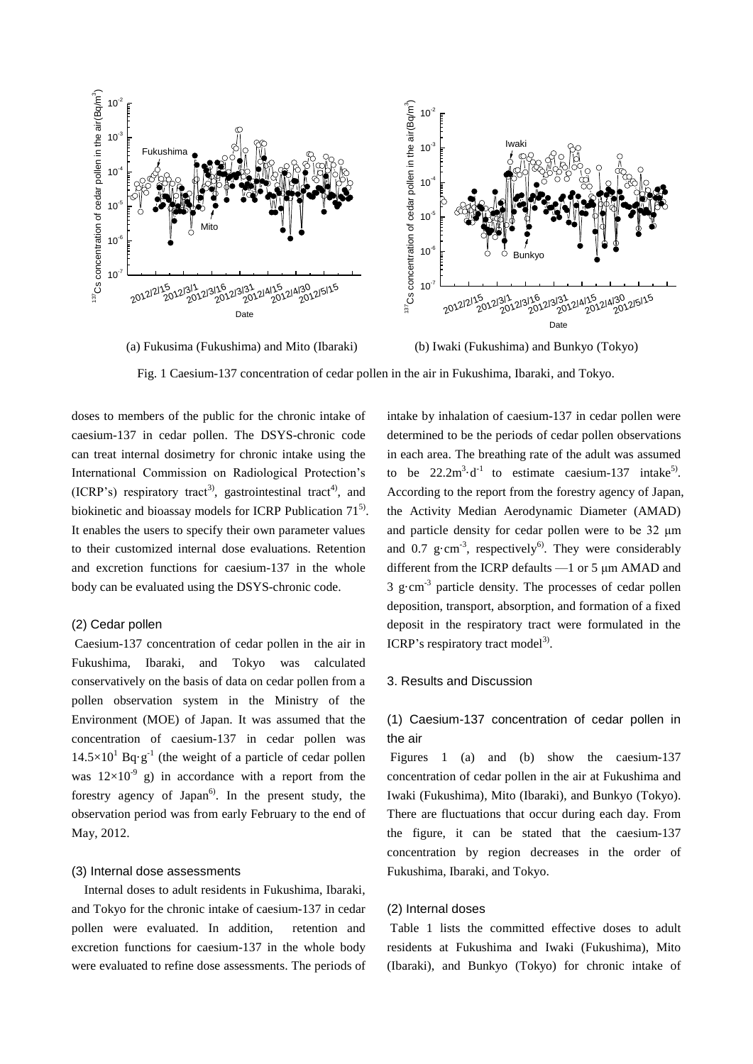(a) Fukusima (Fukushima) and Mito (Ibaraki)

(b) Iwaki (Fukushima) and Bunkyo (Tokyo)

Fig. 1 Caesium-137 concentration of cedar pollen in the air in Fukushima, Ibaraki, and Tokyo.

doses to members of the public for the chronic intake of caesium-137 in cedar pollen. The DSYS-chronic code can treat internal dosimetry for chronic intake using the International Commission on Radiological Protection's (ICRP's) respiratory tract[3], gastrointestinal tract[4], and biokinetic and bioassay models for ICRP Publication 71[5]. It enables the users to specify their own parameter values to their customized internal dose evaluations. Retention and excretion functions for caesium-137 in the whole body can be evaluated using the DSYS-chronic code.

### (2) Cedar pollen

Caesium-137 concentration of cedar pollen in the air in Fukushima, Ibaraki, and Tokyo was calculated conservatively on the basis of data on cedar pollen from a pollen observation system in the Ministry of the Environment (MOE) of Japan. It was assumed that the concentration of caesium-137 in cedar pollen was $14.5\times10^{1}$ $Bq\cdot g^{-1}$ (the weight of a particle of cedar pollen was $12\times10^{-9}$ g) in accordance with a report from the forestry agency of Japan[6]. In the present study, the observation period was from early February to the end of May, 2012.

### (3) Internal dose assessments

Internal doses to adult residents in Fukushima, Ibaraki, and Tokyo for the chronic intake of caesium-137 in cedar pollen were evaluated. In addition, retention and excretion functions for caesium-137 in the whole body were evaluated to refine dose assessments. The periods of intake by inhalation of caesium-137 in cedar pollen were determined to be the periods of cedar pollen observations in each area. The breathing rate of the adult was assumed to be $22.2m^{3}\cdot d^{-1}$ to estimate caesium-137 intake[5]. According to the report from the forestry agency of Japan, the Activity Median Aerodynamic Diameter (AMAD) and particle density for cedar pollen were to be 32 μm and 0.7 $g\cdot cm^{-3}$, respectively[6]. They were considerably different from the ICRP defaults —1 or 5 μm AMAD and 3 $g\cdot cm^{-3}$ particle density. The processes of cedar pollen deposition, transport, absorption, and formation of a fixed deposit in the respiratory tract were formulated in the ICRP's respiratory tract model[3].

## 3. Results and Discussion

### (1) Caesium-137 concentration of cedar pollen in the air

Figures 1 (a) and (b) show the caesium-137 concentration of cedar pollen in the air at Fukushima and Iwaki (Fukushima), Mito (Ibaraki), and Bunkyo (Tokyo). There are fluctuations that occur during each day. From the figure, it can be stated that the caesium-137 concentration by region decreases in the order of Fukushima, Ibaraki, and Tokyo.

### (2) Internal doses

Table 1 lists the committed effective doses to adult residents at Fukushima and Iwaki (Fukushima), Mito (Ibaraki), and Bunkyo (Tokyo) for chronic intake of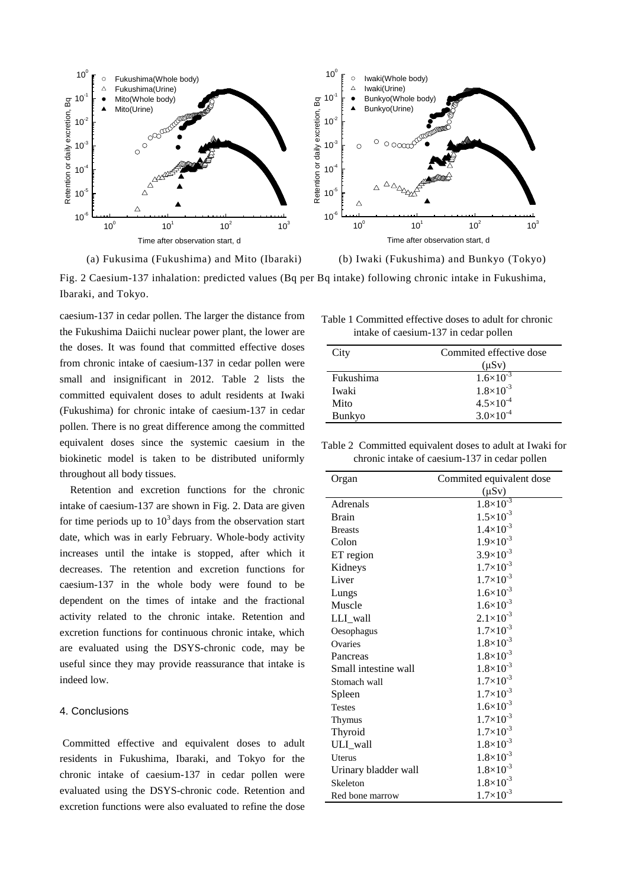(a) Fukusima (Fukushima) and Mito (Ibaraki)

(b) Iwaki (Fukushima) and Bunkyo (Tokyo)

Fig. 2 Caesium-137 inhalation: predicted values (Bq per Bq intake) following chronic intake in Fukushima, Ibaraki, and Tokyo.

caesium-137 in cedar pollen. The larger the distance from the Fukushima Daiichi nuclear power plant, the lower are the doses. It was found that committed effective doses from chronic intake of caesium-137 in cedar pollen were small and insignificant in 2012. Table 2 lists the committed equivalent doses to adult residents at Iwaki (Fukushima) for chronic intake of caesium-137 in cedar pollen. There is no great difference among the committed equivalent doses since the systemic caesium in the biokinetic model is taken to be distributed uniformly throughout all body tissues.

Retention and excretion functions for the chronic intake of caesium-137 are shown in Fig. 2. Data are given for time periods up to $10^3$ days from the observation start date, which was in early February. Whole-body activity increases until the intake is stopped, after which it decreases. The retention and excretion functions for caesium-137 in the whole body were found to be dependent on the times of intake and the fractional activity related to the chronic intake. Retention and excretion functions for continuous chronic intake, which are evaluated using the DSYS-chronic code, may be useful since they may provide reassurance that intake is indeed low.

## 4. Conclusions

Committed effective and equivalent doses to adult residents in Fukushima, Ibaraki, and Tokyo for the chronic intake of caesium-137 in cedar pollen were evaluated using the DSYS-chronic code. Retention and excretion functions were also evaluated to refine the dose

Table 1 Committed effective doses to adult for chronic intake of caesium-137 in cedar pollen

| City | Commited effective dose (μSv) |
|---|---|
| Fukushima | $1.6\times10^{-3}$ |
| Iwaki | $1.8\times10^{-3}$ |
| Mito | $4.5\times10^{-4}$ |
| Bunkyo | $3.0\times10^{-4}$ |

Table 2 Committed equivalent doses to adult at Iwaki for chronic intake of caesium-137 in cedar pollen

| Organ | Commited equivalent dose (μSv) |
|---|---|
| Adrenals | $1.8\times10^{-3}$ |
| Brain | $1.5\times10^{-3}$ |
| Breasts | $1.4\times10^{-3}$ |
| Colon | $1.9\times10^{-3}$ |
| ET region | $3.9\times10^{-3}$ |
| Kidneys | $1.7\times10^{-3}$ |
| Liver | $1.7\times10^{-3}$ |
| Lungs | $1.6\times10^{-3}$ |
| Muscle | $1.6\times10^{-3}$ |
| LLI_wall | $2.1\times10^{-3}$ |
| Oesophagus | $1.7\times10^{-3}$ |
| Ovaries | $1.8\times10^{-3}$ |
| Pancreas | $1.8\times10^{-3}$ |
| Small intestine wall | $1.8\times10^{-3}$ |
| Stomach wall | $1.7\times10^{-3}$ |
| Spleen | $1.7\times10^{-3}$ |
| Testes | $1.6\times10^{-3}$ |
| Thymus | $1.7\times10^{-3}$ |
| Thyroid | $1.7\times10^{-3}$ |
| ULI_wall | $1.8\times10^{-3}$ |
| Uterus | $1.8\times10^{-3}$ |
| Urinary bladder wall | $1.8\times10^{-3}$ |
| Skeleton | $1.8\times10^{-3}$ |
| Red bone marrow | $1.7\times10^{-3}$ |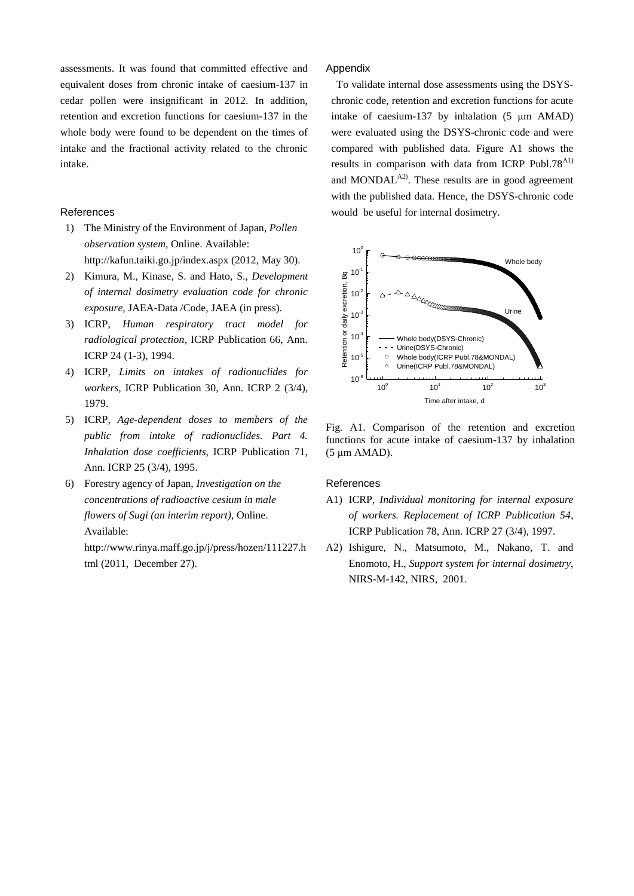assessments. It was found that committed effective and equivalent doses from chronic intake of caesium-137 in cedar pollen were insignificant in 2012. In addition, retention and excretion functions for caesium-137 in the whole body were found to be dependent on the times of intake and the fractional activity related to the chronic intake.

## References

1) The Ministry of the Environment of Japan, *Pollen observation system*, Online. Available: http://kafun.taiki.go.jp/index.aspx (2012, May 30).
2) Kimura, M., Kinase, S. and Hato, S., *Development of internal dosimetry evaluation code for chronic exposure*, JAEA-Data /Code, JAEA (in press).
3) ICRP, *Human respiratory tract model for radiological protection*, ICRP Publication 66, Ann. ICRP 24 (1-3), 1994.
4) ICRP, *Limits on intakes of radionuclides for workers*, ICRP Publication 30, Ann. ICRP 2 (3/4), 1979.
5) ICRP, *Age-dependent doses to members of the public from intake of radionuclides. Part 4. Inhalation dose coefficients*, ICRP Publication 71, Ann. ICRP 25 (3/4), 1995.
6) Forestry agency of Japan, *Investigation on the concentrations of radioactive cesium in male flowers of Sugi (an interim report)*, Online. Available: http://www.rinya.maff.go.jp/j/press/hozen/111227.html (2011, December 27).

## Appendix

To validate internal dose assessments using the DSYS-chronic code, retention and excretion functions for acute intake of caesium-137 by inhalation (5 μm AMAD) were evaluated using the DSYS-chronic code and were compared with published data. Figure A1 shows the results in comparison with data from ICRP Publ.78[A1] and MONDAL[A2]. These results are in good agreement with the published data. Hence, the DSYS-chronic code would be useful for internal dosimetry.

Retention or daily excretion, Bq
$10^0$
$10^{-1}$
$10^{-2}$
$10^{-3}$
$10^{-4}$
$10^{-5}$
$10^{-6}$
Whole body
Urine
Whole body(DSYS-Chronic)
Urine(DSYS-Chronic)
Whole body(ICRP Publ.78&MONDAL)
Urine(ICRP Publ.78&MONDAL)
$10^0$
$10^1$
$10^2$
$10^3$
Time after intake, d

Fig. A1. Comparison of the retention and excretion functions for acute intake of caesium-137 by inhalation (5 μm AMAD).

## References

A1) ICRP, *Individual monitoring for internal exposure of workers. Replacement of ICRP Publication 54*, ICRP Publication 78, Ann. ICRP 27 (3/4), 1997.

A2) Ishigure, N., Matsumoto, M., Nakano, T. and Enomoto, H., *Support system for internal dosimetry*, NIRS-M-142, NIRS, 2001.